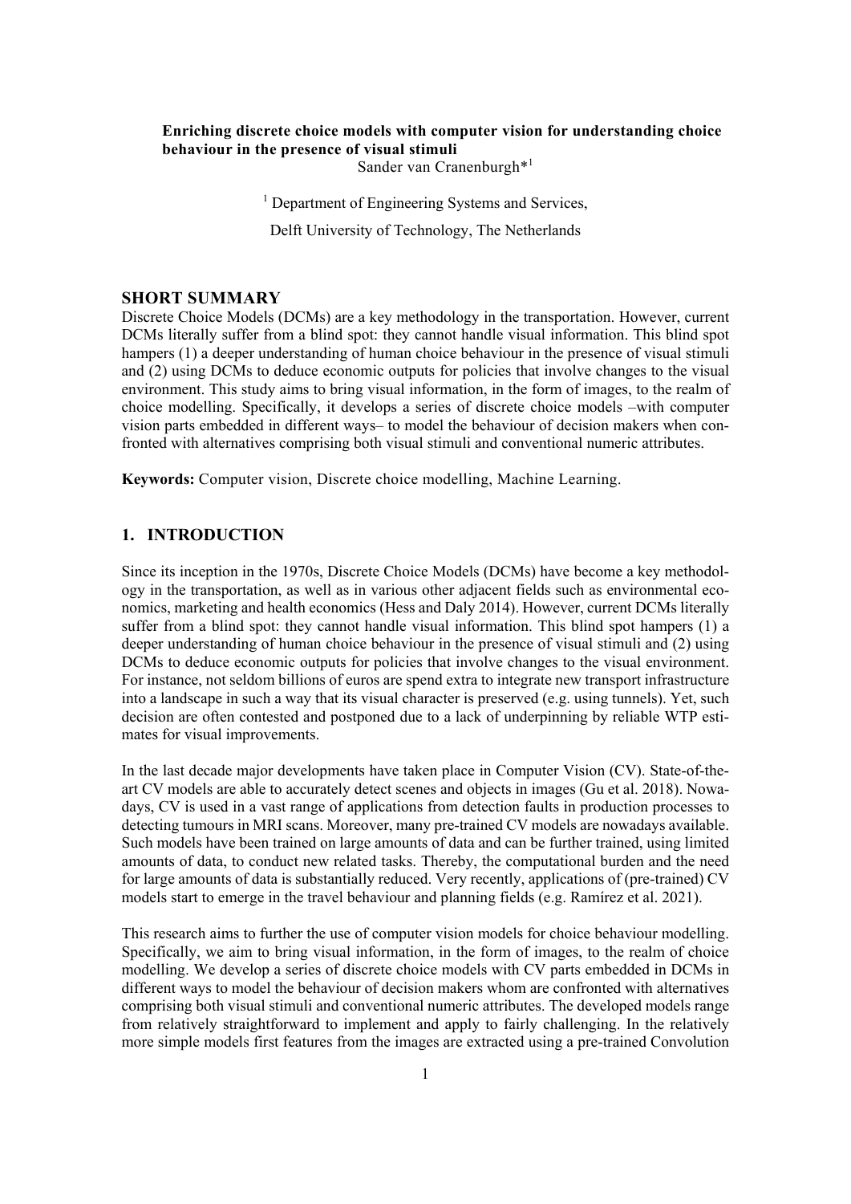**Enriching discrete choice models with computer vision for understanding choice behaviour in the presence of visual stimuli**

Sander van Cranenburgh*[1]

[1] Department of Engineering Systems and Services,

Delft University of Technology, The Netherlands

## SHORT SUMMARY

Discrete Choice Models (DCMs) are a key methodology in the transportation. However, current DCMs literally suffer from a blind spot: they cannot handle visual information. This blind spot hampers (1) a deeper understanding of human choice behaviour in the presence of visual stimuli and (2) using DCMs to deduce economic outputs for policies that involve changes to the visual environment. This study aims to bring visual information, in the form of images, to the realm of choice modelling. Specifically, it develops a series of discrete choice models –with computer vision parts embedded in different ways– to model the behaviour of decision makers when confronted with alternatives comprising both visual stimuli and conventional numeric attributes.

**Keywords:** Computer vision, Discrete choice modelling, Machine Learning.

## 1. INTRODUCTION

Since its inception in the 1970s, Discrete Choice Models (DCMs) have become a key methodology in the transportation, as well as in various other adjacent fields such as environmental economics, marketing and health economics (Hess and Daly 2014). However, current DCMs literally suffer from a blind spot: they cannot handle visual information. This blind spot hampers (1) a deeper understanding of human choice behaviour in the presence of visual stimuli and (2) using DCMs to deduce economic outputs for policies that involve changes to the visual environment. For instance, not seldom billions of euros are spend extra to integrate new transport infrastructure into a landscape in such a way that its visual character is preserved (e.g. using tunnels). Yet, such decision are often contested and postponed due to a lack of underpinning by reliable WTP estimates for visual improvements.

In the last decade major developments have taken place in Computer Vision (CV). State-of-the-art CV models are able to accurately detect scenes and objects in images (Gu et al. 2018). Nowadays, CV is used in a vast range of applications from detection faults in production processes to detecting tumours in MRI scans. Moreover, many pre-trained CV models are nowadays available. Such models have been trained on large amounts of data and can be further trained, using limited amounts of data, to conduct new related tasks. Thereby, the computational burden and the need for large amounts of data is substantially reduced. Very recently, applications of (pre-trained) CV models start to emerge in the travel behaviour and planning fields (e.g. Ramírez et al. 2021).

This research aims to further the use of computer vision models for choice behaviour modelling. Specifically, we aim to bring visual information, in the form of images, to the realm of choice modelling. We develop a series of discrete choice models with CV parts embedded in DCMs in different ways to model the behaviour of decision makers whom are confronted with alternatives comprising both visual stimuli and conventional numeric attributes. The developed models range from relatively straightforward to implement and apply to fairly challenging. In the relatively more simple models first features from the images are extracted using a pre-trained Convolution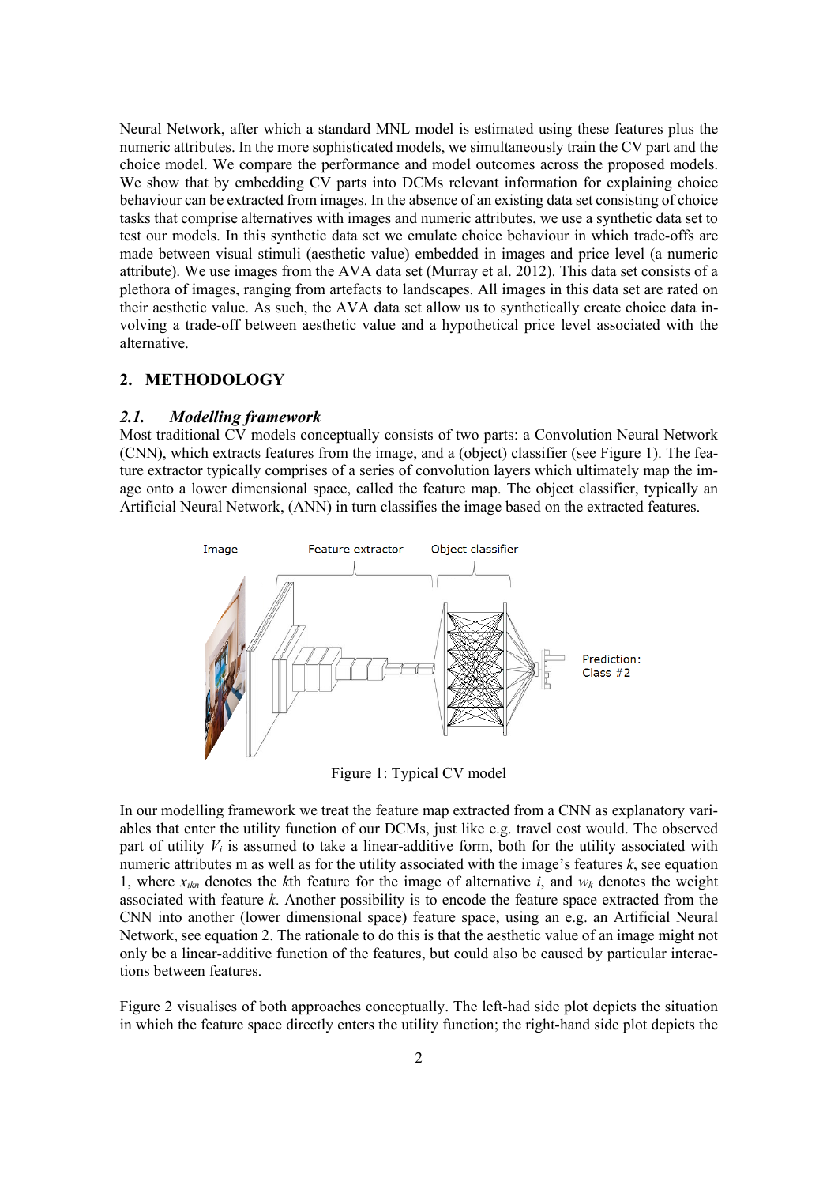Neural Network, after which a standard MNL model is estimated using these features plus the numeric attributes. In the more sophisticated models, we simultaneously train the CV part and the choice model. We compare the performance and model outcomes across the proposed models. We show that by embedding CV parts into DCMs relevant information for explaining choice behaviour can be extracted from images. In the absence of an existing data set consisting of choice tasks that comprise alternatives with images and numeric attributes, we use a synthetic data set to test our models. In this synthetic data set we emulate choice behaviour in which trade-offs are made between visual stimuli (aesthetic value) embedded in images and price level (a numeric attribute). We use images from the AVA data set (Murray et al. 2012). This data set consists of a plethora of images, ranging from artefacts to landscapes. All images in this data set are rated on their aesthetic value. As such, the AVA data set allow us to synthetically create choice data involving a trade-off between aesthetic value and a hypothetical price level associated with the alternative.

## 2. METHODOLOGY

### *2.1. Modelling framework*

Most traditional CV models conceptually consists of two parts: a Convolution Neural Network (CNN), which extracts features from the image, and a (object) classifier (see Figure 1). The feature extractor typically comprises of a series of convolution layers which ultimately map the image onto a lower dimensional space, called the feature map. The object classifier, typically an Artificial Neural Network, (ANN) in turn classifies the image based on the extracted features.

Figure 1: Typical CV model

In our modelling framework we treat the feature map extracted from a CNN as explanatory variables that enter the utility function of our DCMs, just like e.g. travel cost would. The observed part of utility $V_i$ is assumed to take a linear-additive form, both for the utility associated with numeric attributes m as well as for the utility associated with the image's features $k$, see equation 1, where $x_{ikn}$ denotes the $k$th feature for the image of alternative $i$, and $w_k$ denotes the weight associated with feature $k$. Another possibility is to encode the feature space extracted from the CNN into another (lower dimensional space) feature space, using an e.g. an Artificial Neural Network, see equation 2. The rationale to do this is that the aesthetic value of an image might not only be a linear-additive function of the features, but could also be caused by particular interactions between features.

Figure 2 visualises of both approaches conceptually. The left-had side plot depicts the situation in which the feature space directly enters the utility function; the right-hand side plot depicts the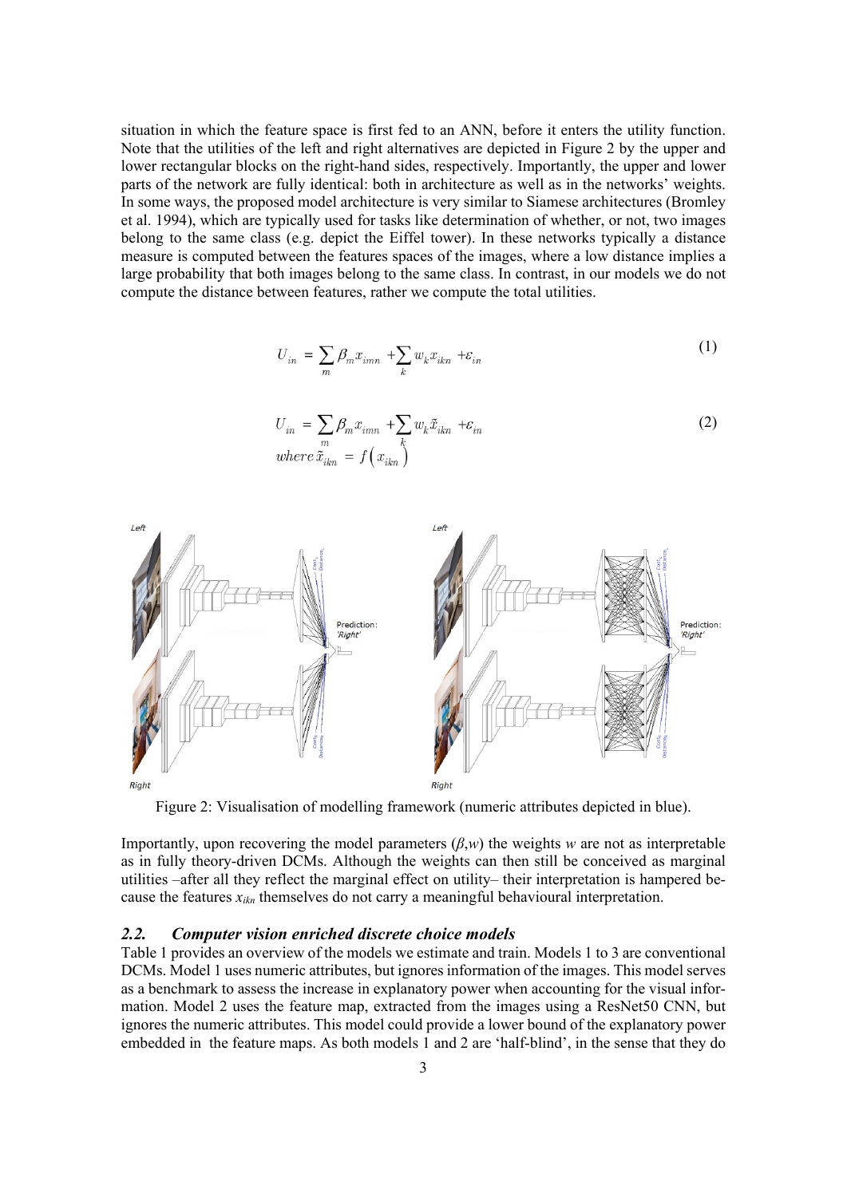situation in which the feature space is first fed to an ANN, before it enters the utility function. Note that the utilities of the left and right alternatives are depicted in Figure 2 by the upper and lower rectangular blocks on the right-hand sides, respectively. Importantly, the upper and lower parts of the network are fully identical: both in architecture as well as in the networks' weights. In some ways, the proposed model architecture is very similar to Siamese architectures (Bromley et al. 1994), which are typically used for tasks like determination of whether, or not, two images belong to the same class (e.g. depict the Eiffel tower). In these networks typically a distance measure is computed between the features spaces of the images, where a low distance implies a large probability that both images belong to the same class. In contrast, in our models we do not compute the distance between features, rather we compute the total utilities.

$$U_{in} = \sum_{m} \beta_m x_{imn} + \sum_{k} w_k x_{ikn} + \varepsilon_{in} \tag{1}$$

$$U_{in} = \sum_{m} \beta_m x_{imn} + \sum_{k} w_k \tilde{x}_{ikn} + \varepsilon_{in} \tag{2}$$
$$\text{where } \tilde{x}_{ikn} = f\left(x_{ikn}\right)$$

Figure 2: Visualisation of modelling framework (numeric attributes depicted in blue).

Importantly, upon recovering the model parameters ($\beta$,$w$) the weights $w$ are not as interpretable as in fully theory-driven DCMs. Although the weights can then still be conceived as marginal utilities –after all they reflect the marginal effect on utility– their interpretation is hampered because the features $x_{ikn}$ themselves do not carry a meaningful behavioural interpretation.

### *2.2. Computer vision enriched discrete choice models*

Table 1 provides an overview of the models we estimate and train. Models 1 to 3 are conventional DCMs. Model 1 uses numeric attributes, but ignores information of the images. This model serves as a benchmark to assess the increase in explanatory power when accounting for the visual information. Model 2 uses the feature map, extracted from the images using a ResNet50 CNN, but ignores the numeric attributes. This model could provide a lower bound of the explanatory power embedded in the feature maps. As both models 1 and 2 are 'half-blind', in the sense that they do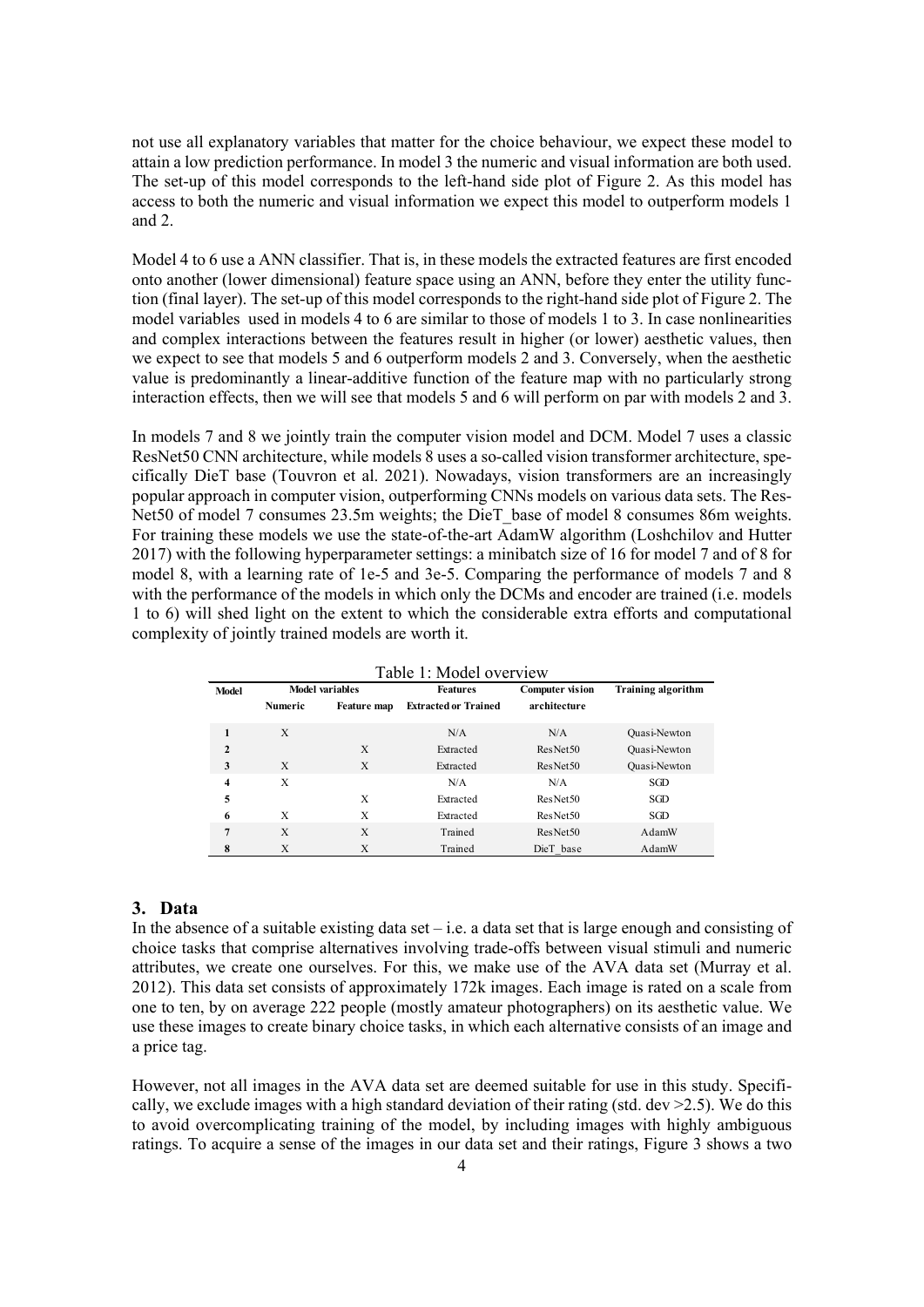not use all explanatory variables that matter for the choice behaviour, we expect these model to attain a low prediction performance. In model 3 the numeric and visual information are both used. The set-up of this model corresponds to the left-hand side plot of Figure 2. As this model has access to both the numeric and visual information we expect this model to outperform models 1 and 2.

Model 4 to 6 use a ANN classifier. That is, in these models the extracted features are first encoded onto another (lower dimensional) feature space using an ANN, before they enter the utility function (final layer). The set-up of this model corresponds to the right-hand side plot of Figure 2. The model variables used in models 4 to 6 are similar to those of models 1 to 3. In case nonlinearities and complex interactions between the features result in higher (or lower) aesthetic values, then we expect to see that models 5 and 6 outperform models 2 and 3. Conversely, when the aesthetic value is predominantly a linear-additive function of the feature map with no particularly strong interaction effects, then we will see that models 5 and 6 will perform on par with models 2 and 3.

In models 7 and 8 we jointly train the computer vision model and DCM. Model 7 uses a classic ResNet50 CNN architecture, while models 8 uses a so-called vision transformer architecture, specifically DieT base (Touvron et al. 2021). Nowadays, vision transformers are an increasingly popular approach in computer vision, outperforming CNNs models on various data sets. The ResNet50 of model 7 consumes 23.5m weights; the DieT_base of model 8 consumes 86m weights. For training these models we use the state-of-the-art AdamW algorithm (Loshchilov and Hutter 2017) with the following hyperparameter settings: a minibatch size of 16 for model 7 and of 8 for model 8, with a learning rate of 1e-5 and 3e-5. Comparing the performance of models 7 and 8 with the performance of the models in which only the DCMs and encoder are trained (i.e. models 1 to 6) will shed light on the extent to which the considerable extra efforts and computational complexity of jointly trained models are worth it.

Table 1: Model overview

| Model | Model variables | | Features | Computer vision | Training algorithm |
|---|---|---|---|---|---|
| | Numeric | Feature map | Extracted or Trained | architecture | |
| 1 | X | | N/A | N/A | Quasi-Newton |
| 2 | | X | Extracted | ResNet50 | Quasi-Newton |
| 3 | X | X | Extracted | ResNet50 | Quasi-Newton |
| 4 | X | | N/A | N/A | SGD |
| 5 | | X | Extracted | ResNet50 | SGD |
| 6 | X | X | Extracted | ResNet50 | SGD |
| 7 | X | X | Trained | ResNet50 | AdamW |
| 8 | X | X | Trained | DieT_base | AdamW |

## 3. Data

In the absence of a suitable existing data set – i.e. a data set that is large enough and consisting of choice tasks that comprise alternatives involving trade-offs between visual stimuli and numeric attributes, we create one ourselves. For this, we make use of the AVA data set (Murray et al. 2012). This data set consists of approximately 172k images. Each image is rated on a scale from one to ten, by on average 222 people (mostly amateur photographers) on its aesthetic value. We use these images to create binary choice tasks, in which each alternative consists of an image and a price tag.

However, not all images in the AVA data set are deemed suitable for use in this study. Specifically, we exclude images with a high standard deviation of their rating (std. dev >2.5). We do this to avoid overcomplicating training of the model, by including images with highly ambiguous ratings. To acquire a sense of the images in our data set and their ratings, Figure 3 shows a two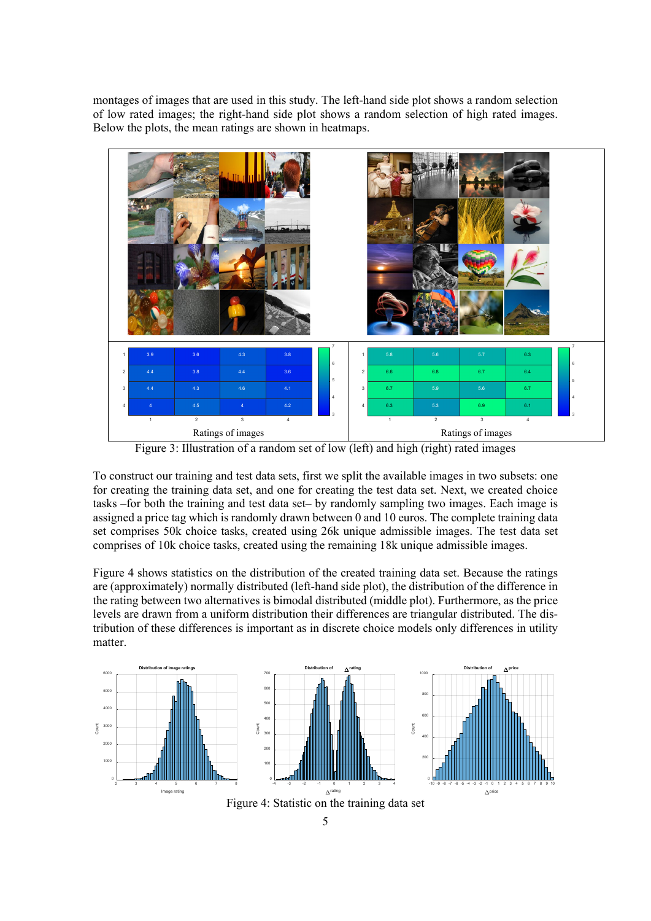montages of images that are used in this study. The left-hand side plot shows a random selection of low rated images; the right-hand side plot shows a random selection of high rated images. Below the plots, the mean ratings are shown in heatmaps.

Figure 3: Illustration of a random set of low (left) and high (right) rated images

To construct our training and test data sets, first we split the available images in two subsets: one for creating the training data set, and one for creating the test data set. Next, we created choice tasks –for both the training and test data set– by randomly sampling two images. Each image is assigned a price tag which is randomly drawn between 0 and 10 euros. The complete training data set comprises 50k choice tasks, created using 26k unique admissible images. The test data set comprises of 10k choice tasks, created using the remaining 18k unique admissible images.

Figure 4 shows statistics on the distribution of the created training data set. Because the ratings are (approximately) normally distributed (left-hand side plot), the distribution of the difference in the rating between two alternatives is bimodal distributed (middle plot). Furthermore, as the price levels are drawn from a uniform distribution their differences are triangular distributed. The distribution of these differences is important as in discrete choice models only differences in utility matter.

Figure 4: Statistic on the training data set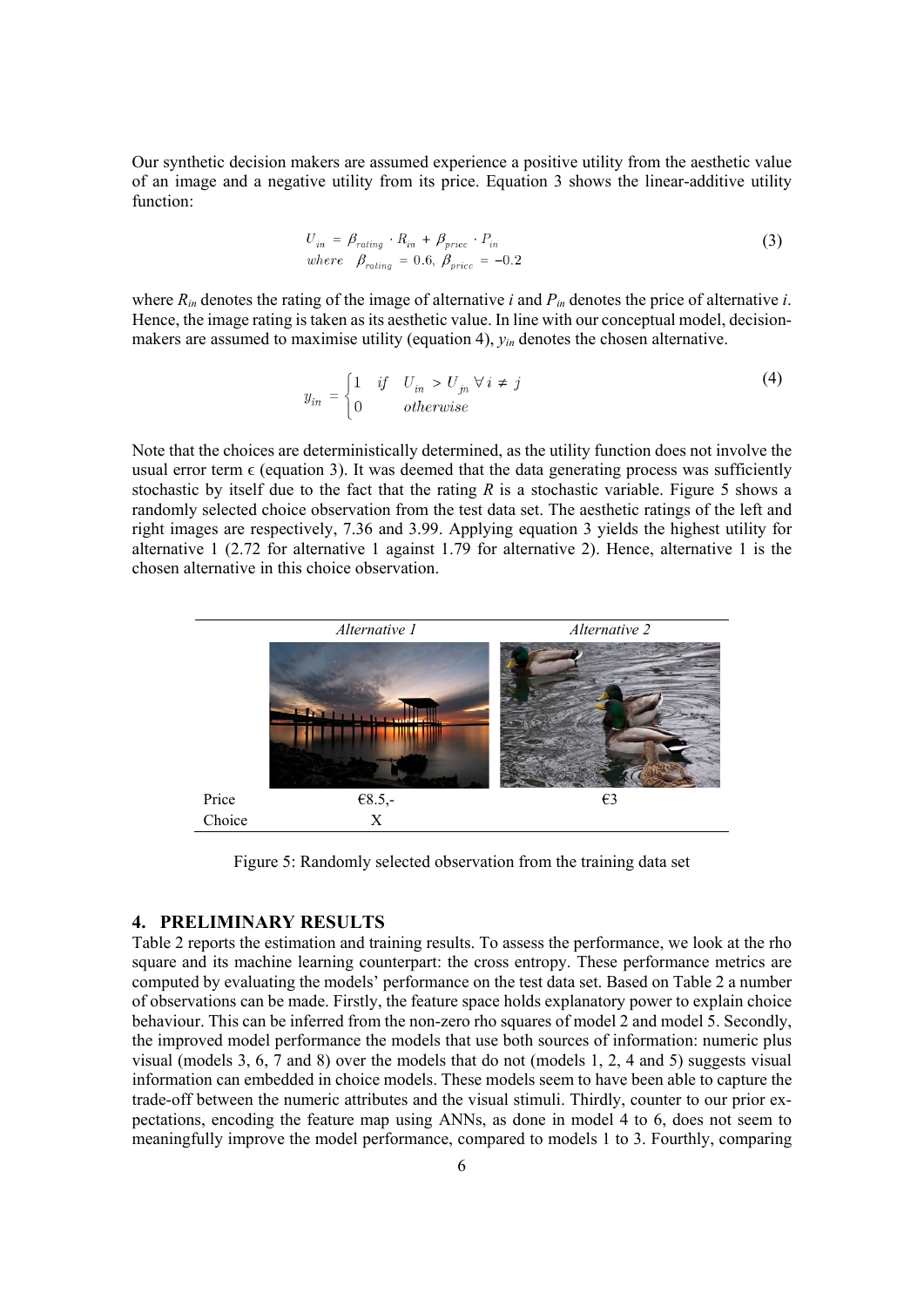Our synthetic decision makers are assumed experience a positive utility from the aesthetic value of an image and a negative utility from its price. Equation 3 shows the linear-additive utility function:

$$U_{in} = \beta_{rating} \cdot R_{in} + \beta_{price} \cdot P_{in} \quad (3)$$
$$where \quad \beta_{rating} = 0.6, \ \beta_{price} = -0.2$$

where $R_{in}$ denotes the rating of the image of alternative $i$ and $P_{in}$ denotes the price of alternative $i$. Hence, the image rating is taken as its aesthetic value. In line with our conceptual model, decision-makers are assumed to maximise utility (equation 4), $y_{in}$ denotes the chosen alternative.

$$y_{in} = \begin{cases} 1 & if \quad U_{in} > U_{jn} \ \forall i \neq j \\ 0 & otherwise \end{cases} \quad (4)$$

Note that the choices are deterministically determined, as the utility function does not involve the usual error term $\epsilon$ (equation 3). It was deemed that the data generating process was sufficiently stochastic by itself due to the fact that the rating $R$ is a stochastic variable. Figure 5 shows a randomly selected choice observation from the test data set. The aesthetic ratings of the left and right images are respectively, 7.36 and 3.99. Applying equation 3 yields the highest utility for alternative 1 (2.72 for alternative 1 against 1.79 for alternative 2). Hence, alternative 1 is the chosen alternative in this choice observation.

| | *Alternative 1* | *Alternative 2* |
|---|---|---|
| | | |
| Price | €8.5,- | €3 |
| Choice | X | |

Figure 5: Randomly selected observation from the training data set

## 4. PRELIMINARY RESULTS

Table 2 reports the estimation and training results. To assess the performance, we look at the rho square and its machine learning counterpart: the cross entropy. These performance metrics are computed by evaluating the models' performance on the test data set. Based on Table 2 a number of observations can be made. Firstly, the feature space holds explanatory power to explain choice behaviour. This can be inferred from the non-zero rho squares of model 2 and model 5. Secondly, the improved model performance the models that use both sources of information: numeric plus visual (models 3, 6, 7 and 8) over the models that do not (models 1, 2, 4 and 5) suggests visual information can embedded in choice models. These models seem to have been able to capture the trade-off between the numeric attributes and the visual stimuli. Thirdly, counter to our prior expectations, encoding the feature map using ANNs, as done in model 4 to 6, does not seem to meaningfully improve the model performance, compared to models 1 to 3. Fourthly, comparing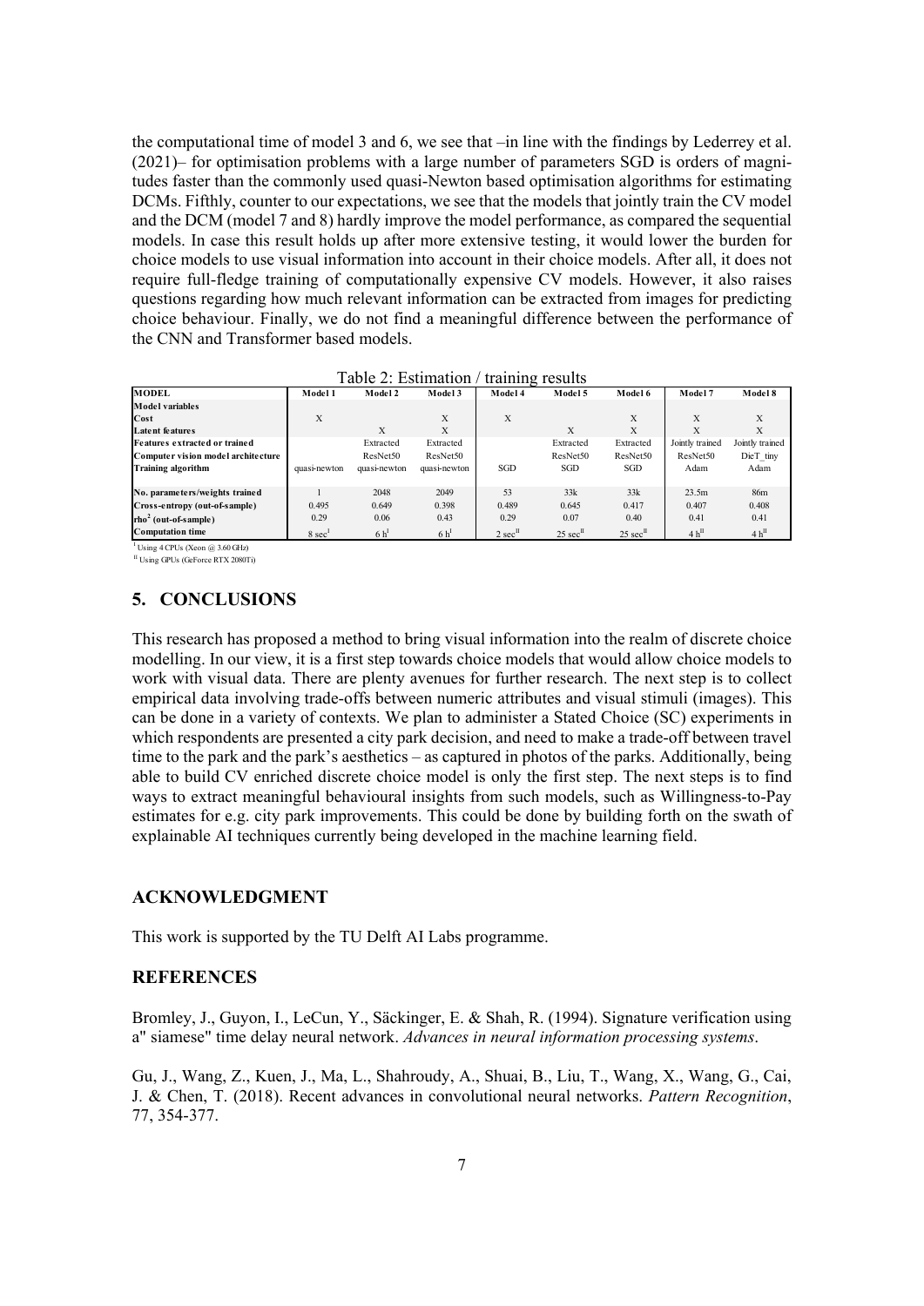the computational time of model 3 and 6, we see that –in line with the findings by Lederrey et al. (2021)– for optimisation problems with a large number of parameters SGD is orders of magnitudes faster than the commonly used quasi-Newton based optimisation algorithms for estimating DCMs. Fifthly, counter to our expectations, we see that the models that jointly train the CV model and the DCM (model 7 and 8) hardly improve the model performance, as compared the sequential models. In case this result holds up after more extensive testing, it would lower the burden for choice models to use visual information into account in their choice models. After all, it does not require full-fledge training of computationally expensive CV models. However, it also raises questions regarding how much relevant information can be extracted from images for predicting choice behaviour. Finally, we do not find a meaningful difference between the performance of the CNN and Transformer based models.

Table 2: Estimation / training results

| **MODEL** | **Model 1** | **Model 2** | **Model 3** | **Model 4** | **Model 5** | **Model 6** | **Model 7** | **Model 8** |
|---|---|---|---|---|---|---|---|---|
| **Model variables** | | | | | | | | |
| **Cost** | X | | X | X | | X | X | X |
| **Latent features** | | X | X | | X | X | X | X |
| **Features extracted or trained** | | Extracted | Extracted | | Extracted | Extracted | Jointly trained | Jointly trained |
| **Computer vision model architecture** | | ResNet50 | ResNet50 | | ResNet50 | ResNet50 | ResNet50 | DieT_tiny |
| **Training algorithm** | quasi-newton | quasi-newton | quasi-newton | SGD | SGD | SGD | Adam | Adam |
| **No. parameters/weights trained** | 1 | 2048 | 2049 | 53 | 33k | 33k | 23.5m | 86m |
| **Cross-entropy (out-of-sample)** | 0.495 | 0.649 | 0.398 | 0.489 | 0.645 | 0.417 | 0.407 | 0.408 |
| **$\rho^2$ (out-of-sample)** | 0.29 | 0.06 | 0.43 | 0.29 | 0.07 | 0.40 | 0.41 | 0.41 |
| **Computation time** | 8 sec[I] | 6 h[I] | 6 h[I] | 2 sec[II] | 25 sec[II] | 25 sec[II] | 4 h[II] | 4 h[II] |

[I] Using 4 CPUs (Xeon @ 3.60 GHz)
[II] Using GPUs (GeForce RTX 2080Ti)

## 5. CONCLUSIONS

This research has proposed a method to bring visual information into the realm of discrete choice modelling. In our view, it is a first step towards choice models that would allow choice models to work with visual data. There are plenty avenues for further research. The next step is to collect empirical data involving trade-offs between numeric attributes and visual stimuli (images). This can be done in a variety of contexts. We plan to administer a Stated Choice (SC) experiments in which respondents are presented a city park decision, and need to make a trade-off between travel time to the park and the park's aesthetics – as captured in photos of the parks. Additionally, being able to build CV enriched discrete choice model is only the first step. The next steps is to find ways to extract meaningful behavioural insights from such models, such as Willingness-to-Pay estimates for e.g. city park improvements. This could be done by building forth on the swath of explainable AI techniques currently being developed in the machine learning field.

## ACKNOWLEDGMENT

This work is supported by the TU Delft AI Labs programme.

## REFERENCES

Bromley, J., Guyon, I., LeCun, Y., Säckinger, E. & Shah, R. (1994). Signature verification using a" siamese" time delay neural network. *Advances in neural information processing systems*.

Gu, J., Wang, Z., Kuen, J., Ma, L., Shahroudy, A., Shuai, B., Liu, T., Wang, X., Wang, G., Cai, J. & Chen, T. (2018). Recent advances in convolutional neural networks. *Pattern Recognition*, 77, 354-377.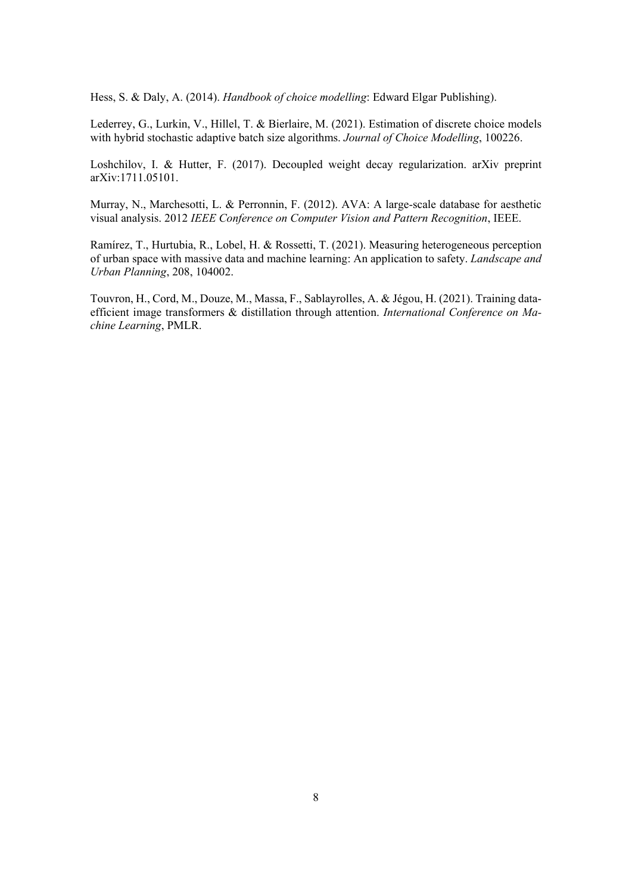Hess, S. & Daly, A. (2014). *Handbook of choice modelling*: Edward Elgar Publishing).

Lederrey, G., Lurkin, V., Hillel, T. & Bierlaire, M. (2021). Estimation of discrete choice models with hybrid stochastic adaptive batch size algorithms. *Journal of Choice Modelling*, 100226.

Loshchilov, I. & Hutter, F. (2017). Decoupled weight decay regularization. arXiv preprint arXiv:1711.05101.

Murray, N., Marchesotti, L. & Perronnin, F. (2012). AVA: A large-scale database for aesthetic visual analysis. 2012 *IEEE Conference on Computer Vision and Pattern Recognition*, IEEE.

Ramírez, T., Hurtubia, R., Lobel, H. & Rossetti, T. (2021). Measuring heterogeneous perception of urban space with massive data and machine learning: An application to safety. *Landscape and Urban Planning*, 208, 104002.

Touvron, H., Cord, M., Douze, M., Massa, F., Sablayrolles, A. & Jégou, H. (2021). Training data-efficient image transformers & distillation through attention. *International Conference on Machine Learning*, PMLR.